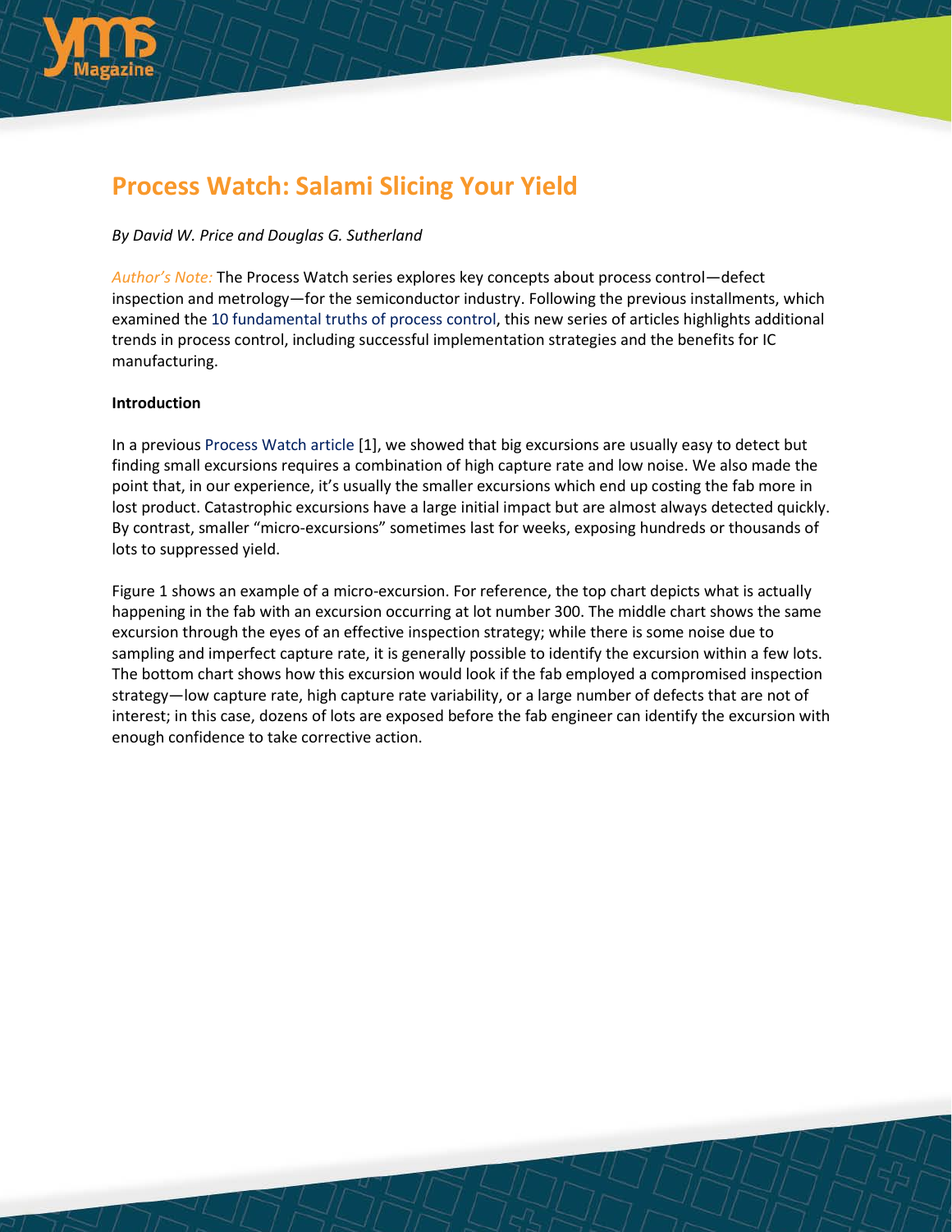# Process Watch: Salami Slicing Your Yield

*By David W. Price and Douglas G. Sutherland*

*Author's Note:* The Process Watch series explores key concepts about process control—defect inspection and metrology—for the semiconductor industry. Following the previous installments, which examined the 10 fundamental truths of process control, this new series of articles highlights additional trends in process control, including successful implementation strategies and the benefits for IC manufacturing.

**Introduction**

In a previous Process Watch article [1], we showed that big excursions are usually easy to detect but finding small excursions requires a combination of high capture rate and low noise. We also made the point that, in our experience, it's usually the smaller excursions which end up costing the fab more in lost product. Catastrophic excursions have a large initial impact but are almost always detected quickly. By contrast, smaller "micro-excursions" sometimes last for weeks, exposing hundreds or thousands of lots to suppressed yield.

Figure 1 shows an example of a micro-excursion. For reference, the top chart depicts what is actually happening in the fab with an excursion occurring at lot number 300. The middle chart shows the same excursion through the eyes of an effective inspection strategy; while there is some noise due to sampling and imperfect capture rate, it is generally possible to identify the excursion within a few lots. The bottom chart shows how this excursion would look if the fab employed a compromised inspection strategy—low capture rate, high capture rate variability, or a large number of defects that are not of interest; in this case, dozens of lots are exposed before the fab engineer can identify the excursion with enough confidence to take corrective action.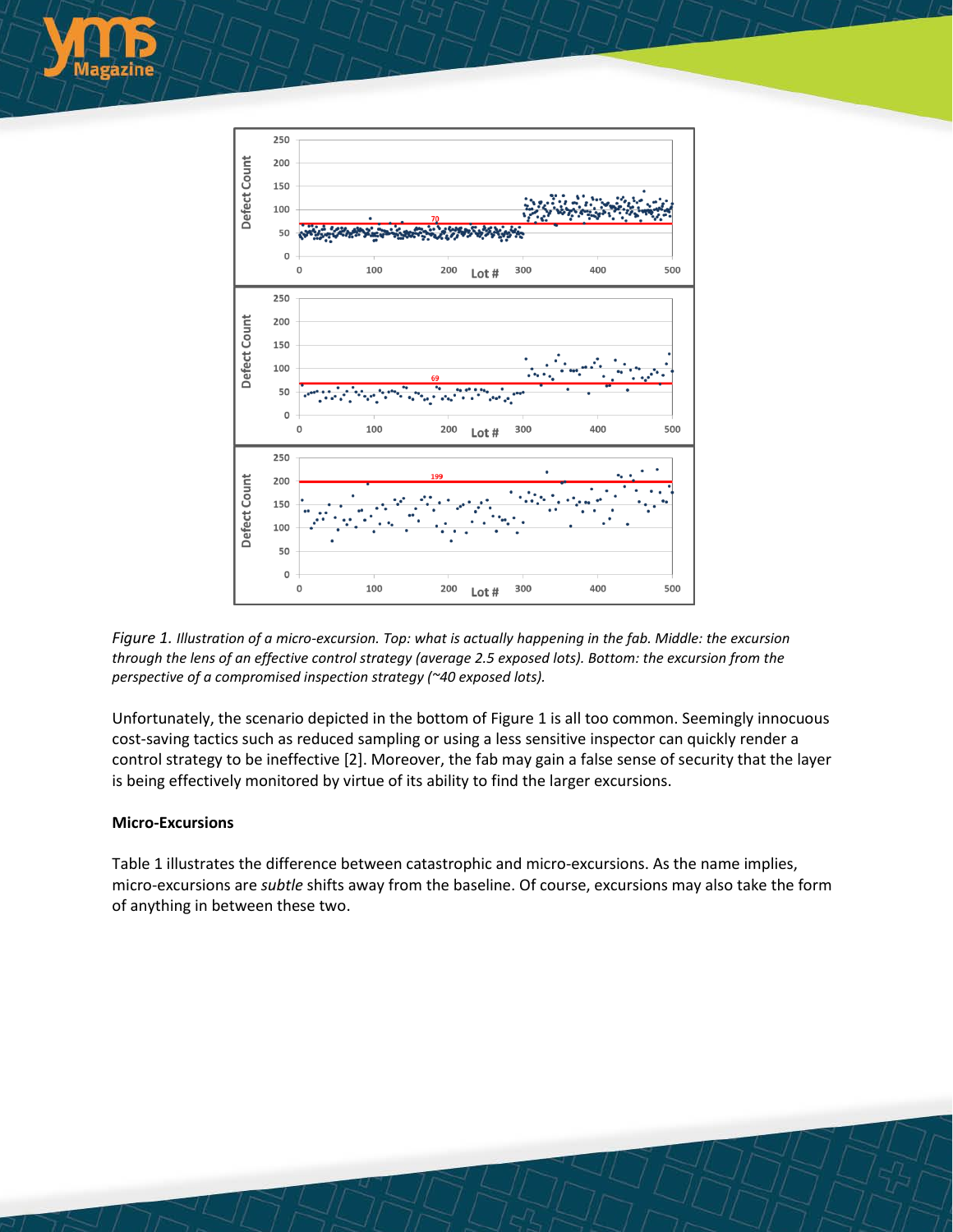250
200
150
100
50
0
Defect Count
70
0 100 200 Lot # 300 400 500

250
200
150
100
50
0
Defect Count
69
0 100 200 Lot # 300 400 500

250
200
150
100
50
0
Defect Count
199
0 100 200 Lot # 300 400 500

*Figure 1. Illustration of a micro-excursion. Top: what is actually happening in the fab. Middle: the excursion through the lens of an effective control strategy (average 2.5 exposed lots). Bottom: the excursion from the perspective of a compromised inspection strategy (~40 exposed lots).*

Unfortunately, the scenario depicted in the bottom of Figure 1 is all too common. Seemingly innocuous cost-saving tactics such as reduced sampling or using a less sensitive inspector can quickly render a control strategy to be ineffective [2]. Moreover, the fab may gain a false sense of security that the layer is being effectively monitored by virtue of its ability to find the larger excursions.

**Micro-Excursions**

Table 1 illustrates the difference between catastrophic and micro-excursions. As the name implies, micro-excursions are *subtle* shifts away from the baseline. Of course, excursions may also take the form of anything in between these two.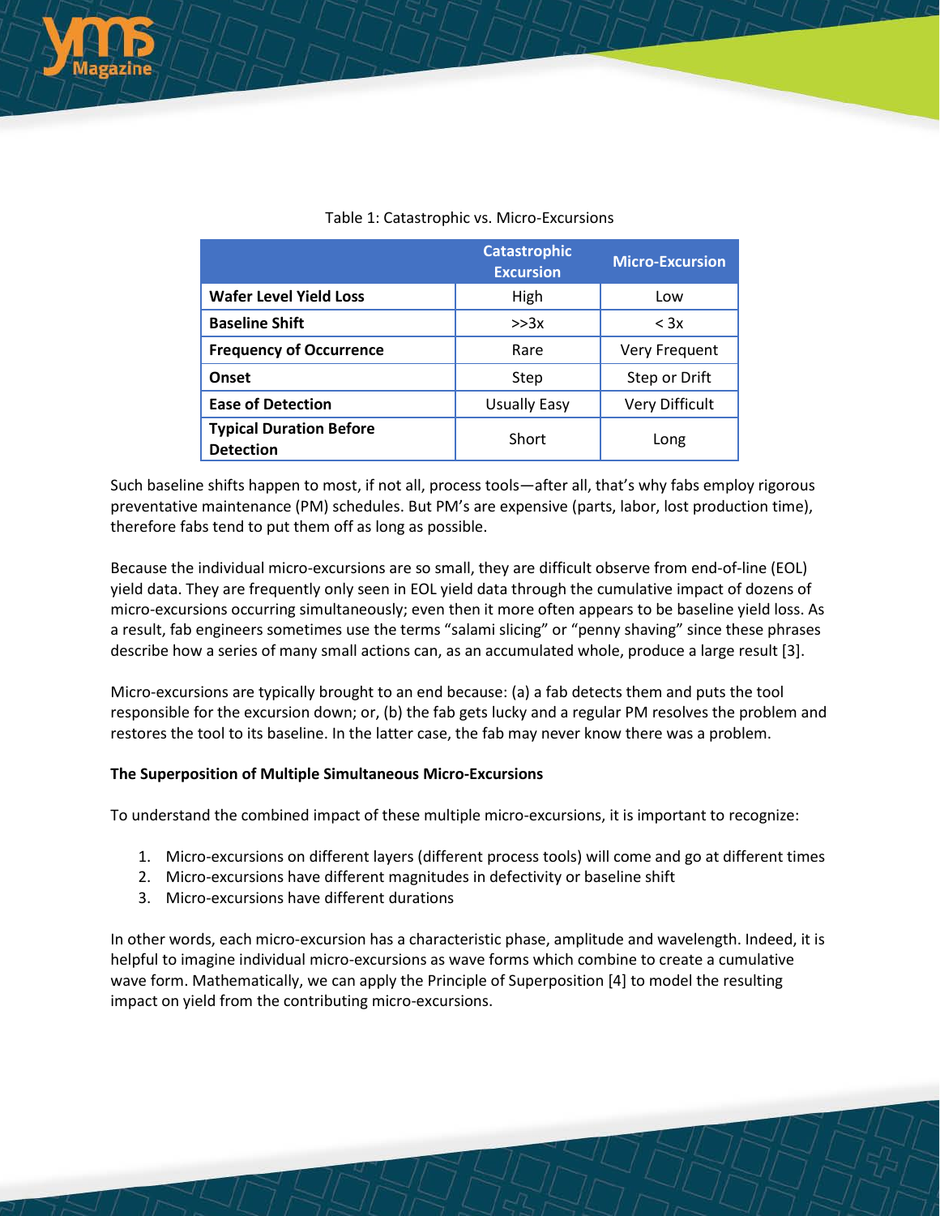Table 1: Catastrophic vs. Micro-Excursions

| | Catastrophic Excursion | Micro-Excursion |
|---|---|---|
| **Wafer Level Yield Loss** | High | Low |
| **Baseline Shift** | >>3x | < 3x |
| **Frequency of Occurrence** | Rare | Very Frequent |
| **Onset** | Step | Step or Drift |
| **Ease of Detection** | Usually Easy | Very Difficult |
| **Typical Duration Before Detection** | Short | Long |

Such baseline shifts happen to most, if not all, process tools—after all, that's why fabs employ rigorous preventative maintenance (PM) schedules. But PM's are expensive (parts, labor, lost production time), therefore fabs tend to put them off as long as possible.

Because the individual micro-excursions are so small, they are difficult observe from end-of-line (EOL) yield data. They are frequently only seen in EOL yield data through the cumulative impact of dozens of micro-excursions occurring simultaneously; even then it more often appears to be baseline yield loss. As a result, fab engineers sometimes use the terms "salami slicing" or "penny shaving" since these phrases describe how a series of many small actions can, as an accumulated whole, produce a large result [3].

Micro-excursions are typically brought to an end because: (a) a fab detects them and puts the tool responsible for the excursion down; or, (b) the fab gets lucky and a regular PM resolves the problem and restores the tool to its baseline. In the latter case, the fab may never know there was a problem.

**The Superposition of Multiple Simultaneous Micro-Excursions**

To understand the combined impact of these multiple micro-excursions, it is important to recognize:

1. Micro-excursions on different layers (different process tools) will come and go at different times
2. Micro-excursions have different magnitudes in defectivity or baseline shift
3. Micro-excursions have different durations

In other words, each micro-excursion has a characteristic phase, amplitude and wavelength. Indeed, it is helpful to imagine individual micro-excursions as wave forms which combine to create a cumulative wave form. Mathematically, we can apply the Principle of Superposition [4] to model the resulting impact on yield from the contributing micro-excursions.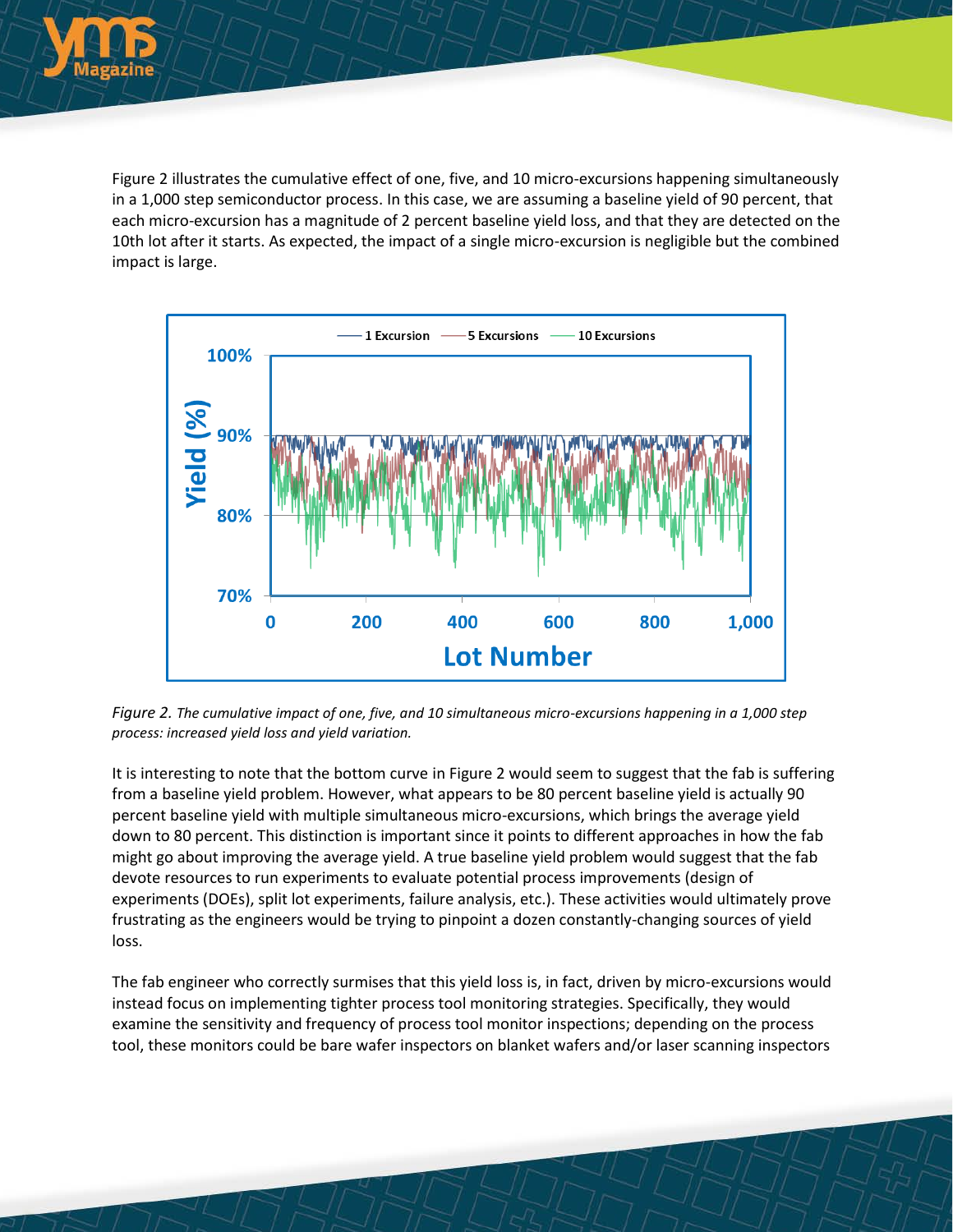Figure 2 illustrates the cumulative effect of one, five, and 10 micro-excursions happening simultaneously in a 1,000 step semiconductor process. In this case, we are assuming a baseline yield of 90 percent, that each micro-excursion has a magnitude of 2 percent baseline yield loss, and that they are detected on the 10th lot after it starts. As expected, the impact of a single micro-excursion is negligible but the combined impact is large.

*Figure 2. The cumulative impact of one, five, and 10 simultaneous micro-excursions happening in a 1,000 step process: increased yield loss and yield variation.*

It is interesting to note that the bottom curve in Figure 2 would seem to suggest that the fab is suffering from a baseline yield problem. However, what appears to be 80 percent baseline yield is actually 90 percent baseline yield with multiple simultaneous micro-excursions, which brings the average yield down to 80 percent. This distinction is important since it points to different approaches in how the fab might go about improving the average yield. A true baseline yield problem would suggest that the fab devote resources to run experiments to evaluate potential process improvements (design of experiments (DOEs), split lot experiments, failure analysis, etc.). These activities would ultimately prove frustrating as the engineers would be trying to pinpoint a dozen constantly-changing sources of yield loss.

The fab engineer who correctly surmises that this yield loss is, in fact, driven by micro-excursions would instead focus on implementing tighter process tool monitoring strategies. Specifically, they would examine the sensitivity and frequency of process tool monitor inspections; depending on the process tool, these monitors could be bare wafer inspectors on blanket wafers and/or laser scanning inspectors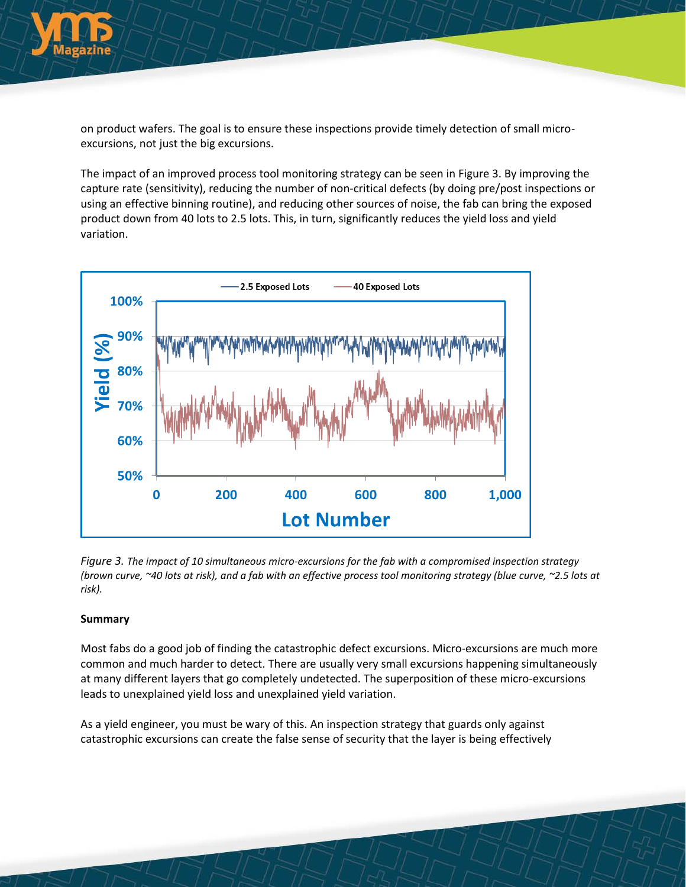on product wafers. The goal is to ensure these inspections provide timely detection of small micro-excursions, not just the big excursions.

The impact of an improved process tool monitoring strategy can be seen in Figure 3. By improving the capture rate (sensitivity), reducing the number of non-critical defects (by doing pre/post inspections or using an effective binning routine), and reducing other sources of noise, the fab can bring the exposed product down from 40 lots to 2.5 lots. This, in turn, significantly reduces the yield loss and yield variation.

2.5 Exposed Lots
40 Exposed Lots
Yield (%)
100%
90%
80%
70%
60%
50%
0
200
400
600
800
1,000
Lot Number

*Figure 3. The impact of 10 simultaneous micro-excursions for the fab with a compromised inspection strategy (brown curve, ~40 lots at risk), and a fab with an effective process tool monitoring strategy (blue curve, ~2.5 lots at risk).*

**Summary**

Most fabs do a good job of finding the catastrophic defect excursions. Micro-excursions are much more common and much harder to detect. There are usually very small excursions happening simultaneously at many different layers that go completely undetected. The superposition of these micro-excursions leads to unexplained yield loss and unexplained yield variation.

As a yield engineer, you must be wary of this. An inspection strategy that guards only against catastrophic excursions can create the false sense of security that the layer is being effectively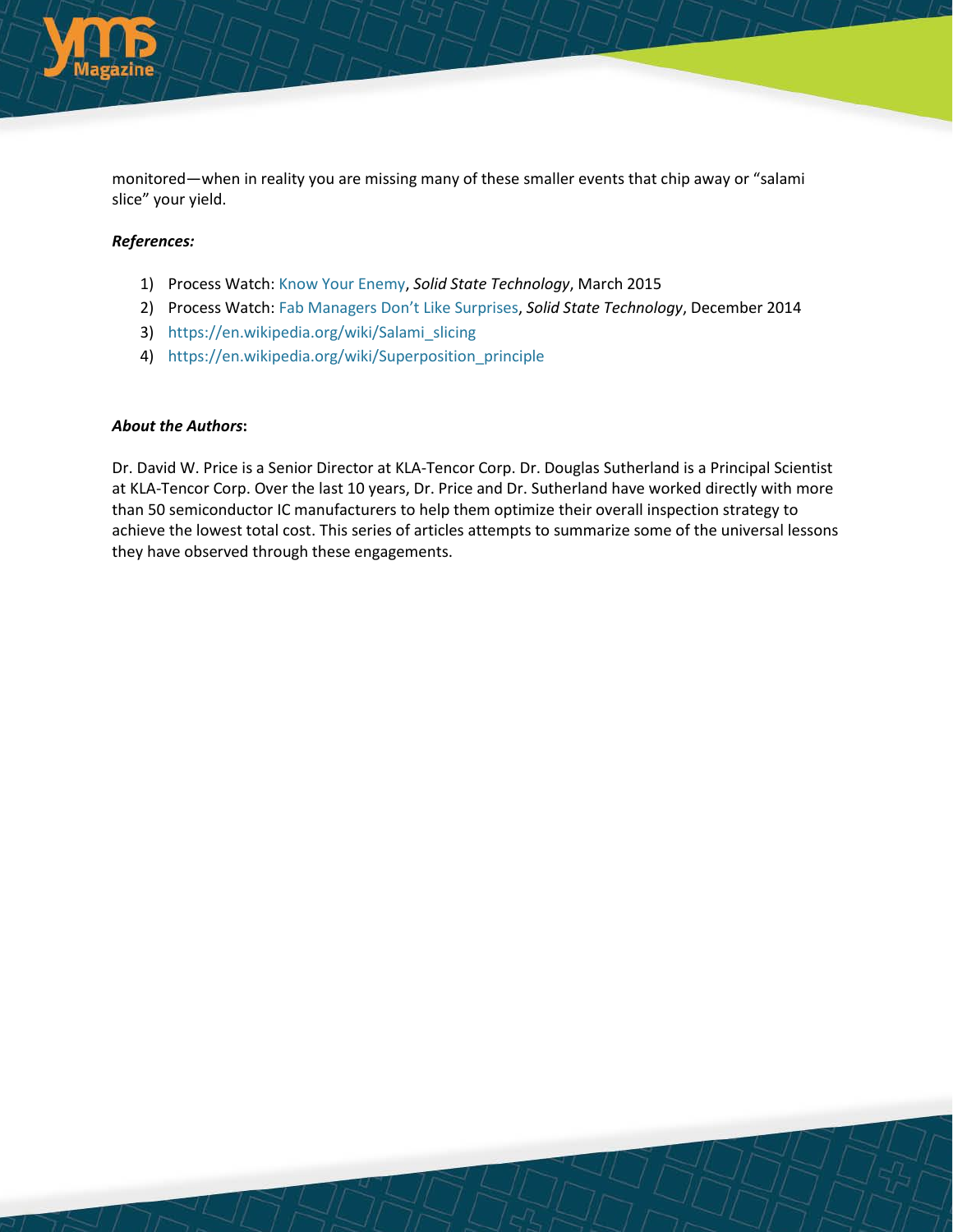monitored—when in reality you are missing many of these smaller events that chip away or "salami slice" your yield.

***References:***

1) Process Watch: Know Your Enemy, *Solid State Technology*, March 2015
2) Process Watch: Fab Managers Don't Like Surprises, *Solid State Technology*, December 2014
3) https://en.wikipedia.org/wiki/Salami_slicing
4) https://en.wikipedia.org/wiki/Superposition_principle

***About the Authors*:**

Dr. David W. Price is a Senior Director at KLA-Tencor Corp. Dr. Douglas Sutherland is a Principal Scientist at KLA-Tencor Corp. Over the last 10 years, Dr. Price and Dr. Sutherland have worked directly with more than 50 semiconductor IC manufacturers to help them optimize their overall inspection strategy to achieve the lowest total cost. This series of articles attempts to summarize some of the universal lessons they have observed through these engagements.